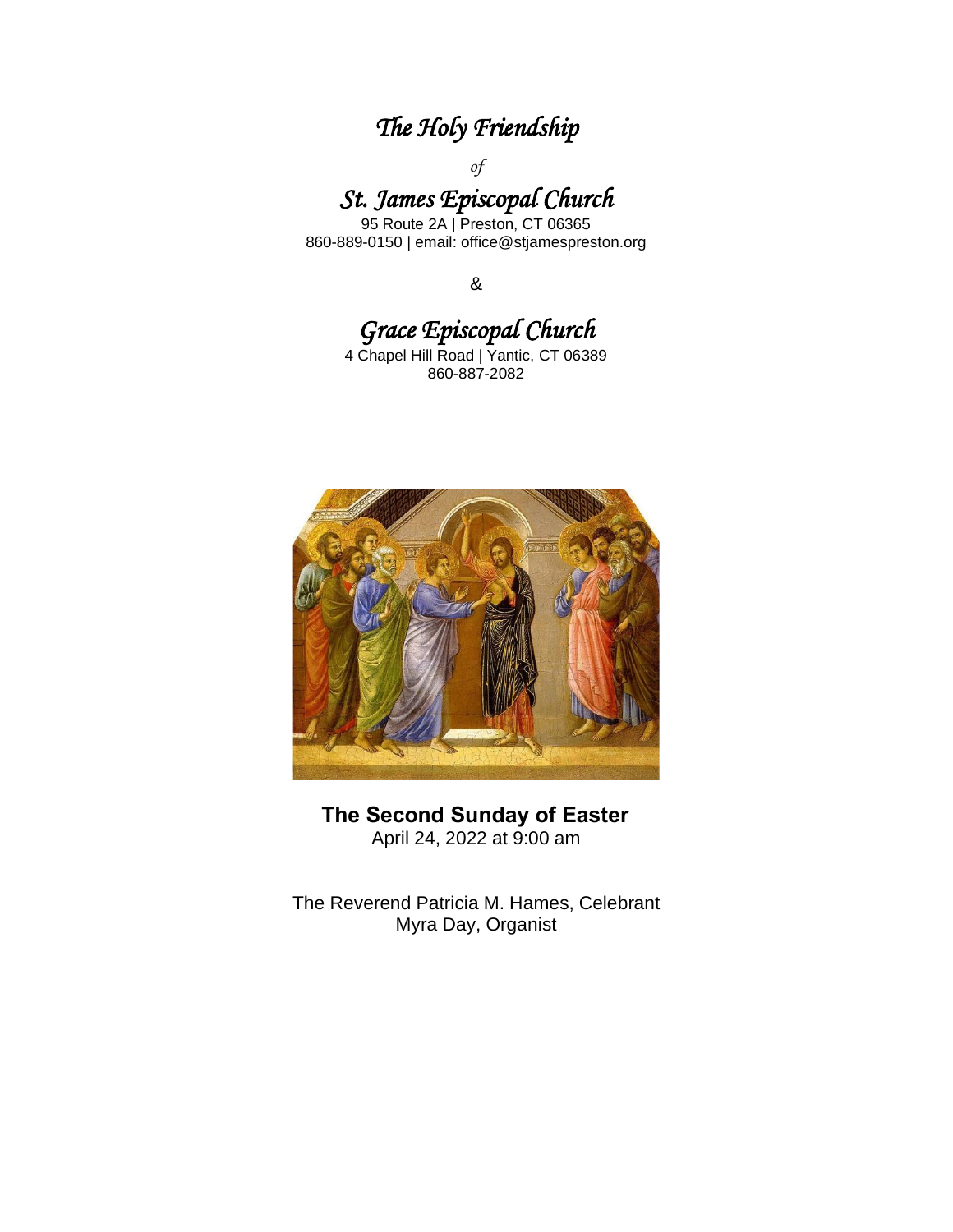# *The Holy Friendship*

*of*

## *St. James Episcopal Church*

95 Route 2A | Preston, CT 06365
860-889-0150 | email: office@stjamespreston.org

&

## *Grace Episcopal Church*

4 Chapel Hill Road | Yantic, CT 06389
860-887-2082

**The Second Sunday of Easter**
April 24, 2022 at 9:00 am

The Reverend Patricia M. Hames, Celebrant
Myra Day, Organist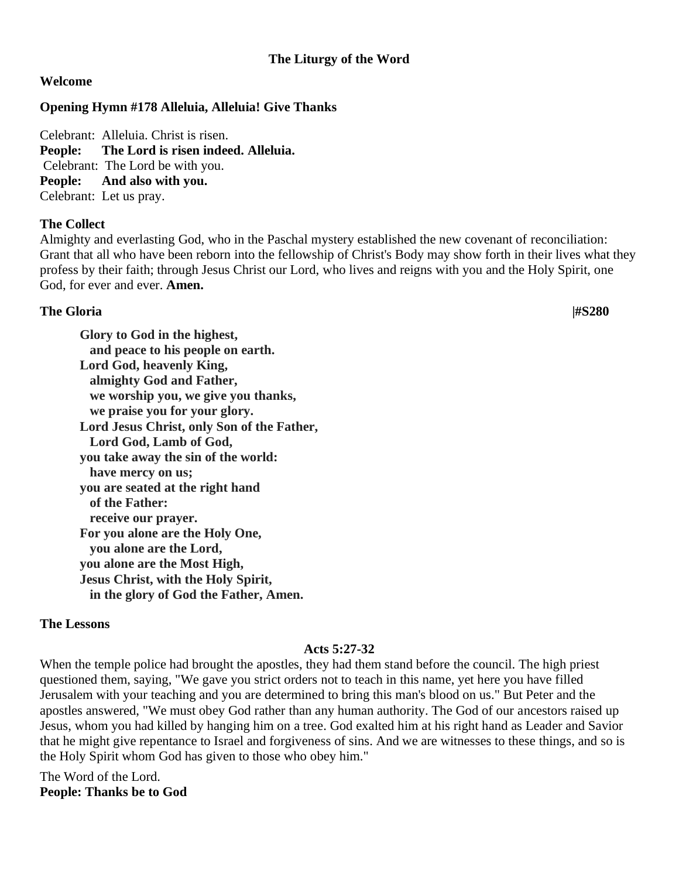## The Liturgy of the Word

**Welcome**

**Opening Hymn #178 Alleluia, Alleluia! Give Thanks**

Celebrant: Alleluia. Christ is risen.
**People: The Lord is risen indeed. Alleluia.**
Celebrant: The Lord be with you.
**People: And also with you.**
Celebrant: Let us pray.

**The Collect**

Almighty and everlasting God, who in the Paschal mystery established the new covenant of reconciliation: Grant that all who have been reborn into the fellowship of Christ's Body may show forth in their lives what they profess by their faith; through Jesus Christ our Lord, who lives and reigns with you and the Holy Spirit, one God, for ever and ever. **Amen.**

**The Gloria** |#S280

**Glory to God in the highest,**
**and peace to his people on earth.**
**Lord God, heavenly King,**
**almighty God and Father,**
**we worship you, we give you thanks,**
**we praise you for your glory.**
**Lord Jesus Christ, only Son of the Father,**
**Lord God, Lamb of God,**
**you take away the sin of the world:**
**have mercy on us;**
**you are seated at the right hand**
**of the Father:**
**receive our prayer.**
**For you alone are the Holy One,**
**you alone are the Lord,**
**you alone are the Most High,**
**Jesus Christ, with the Holy Spirit,**
**in the glory of God the Father, Amen.**

**The Lessons**

**Acts 5:27-32**

When the temple police had brought the apostles, they had them stand before the council. The high priest questioned them, saying, "We gave you strict orders not to teach in this name, yet here you have filled Jerusalem with your teaching and you are determined to bring this man's blood on us." But Peter and the apostles answered, "We must obey God rather than any human authority. The God of our ancestors raised up Jesus, whom you had killed by hanging him on a tree. God exalted him at his right hand as Leader and Savior that he might give repentance to Israel and forgiveness of sins. And we are witnesses to these things, and so is the Holy Spirit whom God has given to those who obey him."

The Word of the Lord.
**People: Thanks be to God**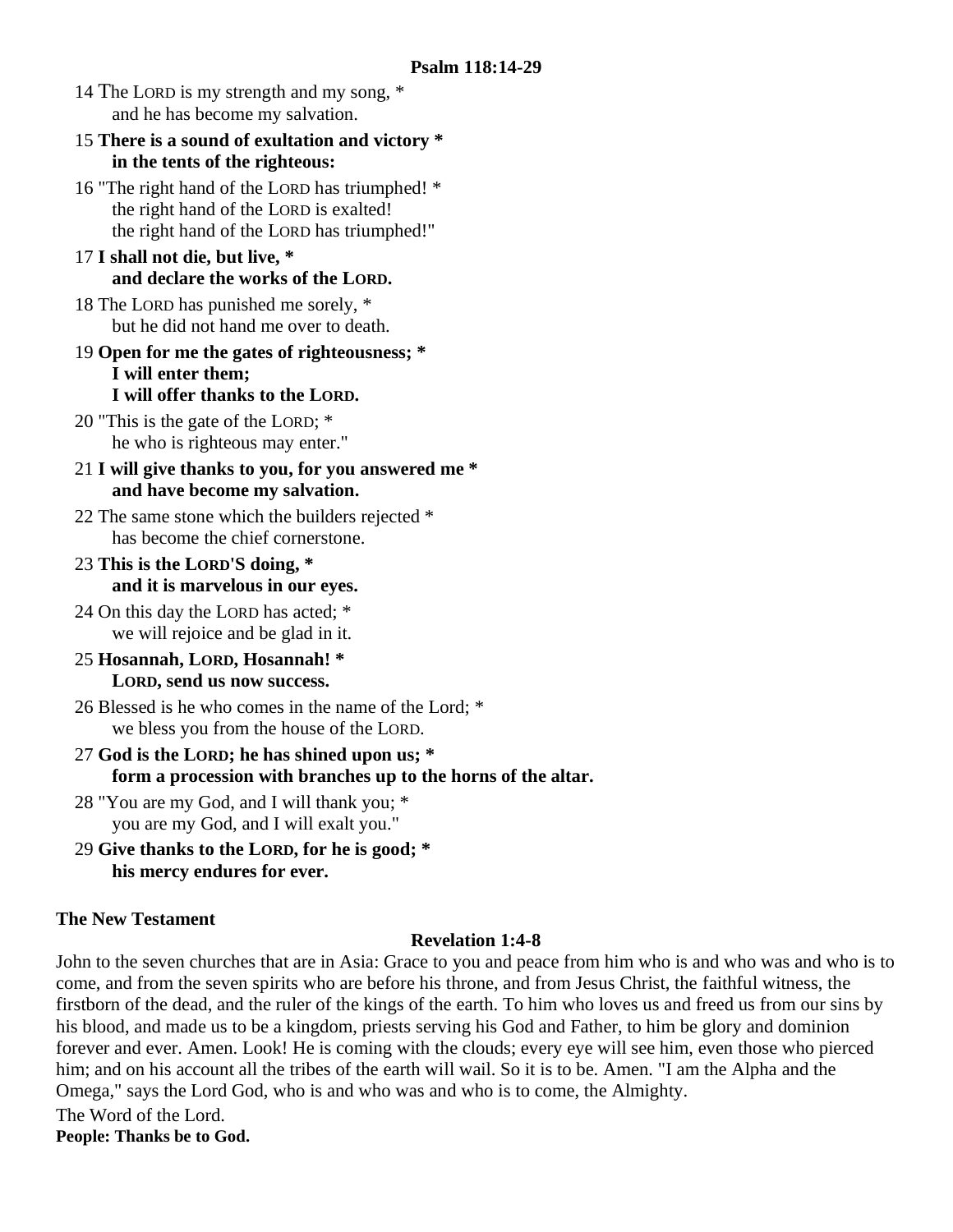### Psalm 118:14-29

14 The LORD is my strength and my song, *
  and he has become my salvation.

15 **There is a sound of exultation and victory ***
  **in the tents of the righteous:**

16 "The right hand of the LORD has triumphed! *
  the right hand of the LORD is exalted!
  the right hand of the LORD has triumphed!"

17 **I shall not die, but live, ***
  **and declare the works of the LORD.**

18 The LORD has punished me sorely, *
  but he did not hand me over to death.

19 **Open for me the gates of righteousness; ***
  **I will enter them;**
  **I will offer thanks to the LORD.**

20 "This is the gate of the LORD; *
  he who is righteous may enter."

21 **I will give thanks to you, for you answered me ***
  **and have become my salvation.**

22 The same stone which the builders rejected *
  has become the chief cornerstone.

23 **This is the LORD'S doing, ***
  **and it is marvelous in our eyes.**

24 On this day the LORD has acted; *
  we will rejoice and be glad in it.

25 **Hosannah, LORD, Hosannah! ***
  **LORD, send us now success.**

26 Blessed is he who comes in the name of the Lord; *
  we bless you from the house of the LORD.

27 **God is the LORD; he has shined upon us; ***
  **form a procession with branches up to the horns of the altar.**

28 "You are my God, and I will thank you; *
  you are my God, and I will exalt you."

29 **Give thanks to the LORD, for he is good; ***
  **his mercy endures for ever.**

## The New Testament

### Revelation 1:4-8

John to the seven churches that are in Asia: Grace to you and peace from him who is and who was and who is to come, and from the seven spirits who are before his throne, and from Jesus Christ, the faithful witness, the firstborn of the dead, and the ruler of the kings of the earth. To him who loves us and freed us from our sins by his blood, and made us to be a kingdom, priests serving his God and Father, to him be glory and dominion forever and ever. Amen. Look! He is coming with the clouds; every eye will see him, even those who pierced him; and on his account all the tribes of the earth will wail. So it is to be. Amen. "I am the Alpha and the Omega," says the Lord God, who is and who was and who is to come, the Almighty.

The Word of the Lord.

**People: Thanks be to God.**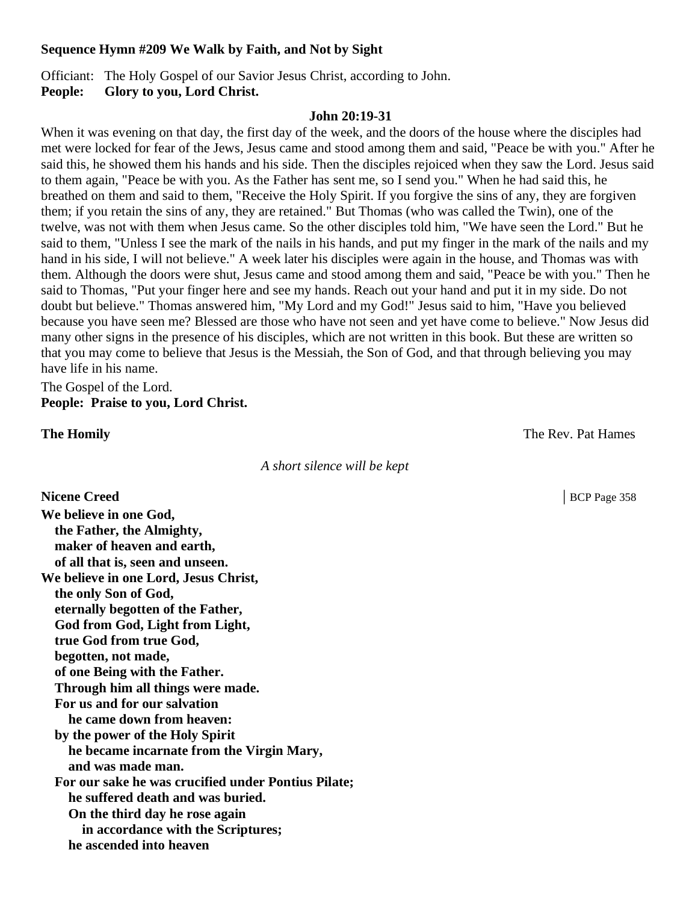**Sequence Hymn #209 We Walk by Faith, and Not by Sight**

Officiant: The Holy Gospel of our Savior Jesus Christ, according to John.
**People: Glory to you, Lord Christ.**

**John 20:19-31**

When it was evening on that day, the first day of the week, and the doors of the house where the disciples had met were locked for fear of the Jews, Jesus came and stood among them and said, "Peace be with you." After he said this, he showed them his hands and his side. Then the disciples rejoiced when they saw the Lord. Jesus said to them again, "Peace be with you. As the Father has sent me, so I send you." When he had said this, he breathed on them and said to them, "Receive the Holy Spirit. If you forgive the sins of any, they are forgiven them; if you retain the sins of any, they are retained." But Thomas (who was called the Twin), one of the twelve, was not with them when Jesus came. So the other disciples told him, "We have seen the Lord." But he said to them, "Unless I see the mark of the nails in his hands, and put my finger in the mark of the nails and my hand in his side, I will not believe." A week later his disciples were again in the house, and Thomas was with them. Although the doors were shut, Jesus came and stood among them and said, "Peace be with you." Then he said to Thomas, "Put your finger here and see my hands. Reach out your hand and put it in my side. Do not doubt but believe." Thomas answered him, "My Lord and my God!" Jesus said to him, "Have you believed because you have seen me? Blessed are those who have not seen and yet have come to believe." Now Jesus did many other signs in the presence of his disciples, which are not written in this book. But these are written so that you may come to believe that Jesus is the Messiah, the Son of God, and that through believing you may have life in his name.

The Gospel of the Lord.
**People: Praise to you, Lord Christ.**

**The Homily** The Rev. Pat Hames

*A short silence will be kept*

**Nicene Creed** │BCP Page 358

**We believe in one God,**
**the Father, the Almighty,**
**maker of heaven and earth,**
**of all that is, seen and unseen.**
**We believe in one Lord, Jesus Christ,**
**the only Son of God,**
**eternally begotten of the Father,**
**God from God, Light from Light,**
**true God from true God,**
**begotten, not made,**
**of one Being with the Father.**
**Through him all things were made.**
**For us and for our salvation**
**he came down from heaven:**
**by the power of the Holy Spirit**
**he became incarnate from the Virgin Mary,**
**and was made man.**
**For our sake he was crucified under Pontius Pilate;**
**he suffered death and was buried.**
**On the third day he rose again**
**in accordance with the Scriptures;**
**he ascended into heaven**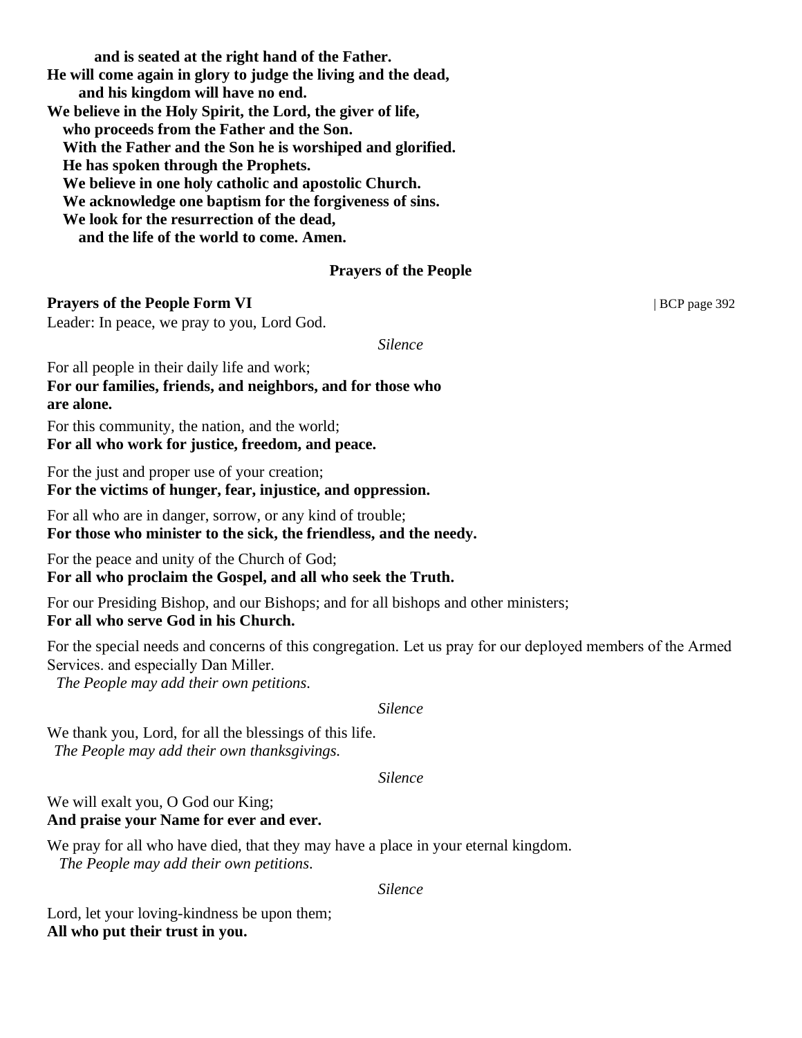**and is seated at the right hand of the Father.**
**He will come again in glory to judge the living and the dead,**
**and his kingdom will have no end.**
**We believe in the Holy Spirit, the Lord, the giver of life,**
**who proceeds from the Father and the Son.**
**With the Father and the Son he is worshiped and glorified.**
**He has spoken through the Prophets.**
**We believe in one holy catholic and apostolic Church.**
**We acknowledge one baptism for the forgiveness of sins.**
**We look for the resurrection of the dead,**
**and the life of the world to come. Amen.**

## Prayers of the People

**Prayers of the People Form VI** | BCP page 392

Leader: In peace, we pray to you, Lord God.

*Silence*

For all people in their daily life and work;
**For our families, friends, and neighbors, and for those who are alone.**

For this community, the nation, and the world;
**For all who work for justice, freedom, and peace.**

For the just and proper use of your creation;
**For the victims of hunger, fear, injustice, and oppression.**

For all who are in danger, sorrow, or any kind of trouble;
**For those who minister to the sick, the friendless, and the needy.**

For the peace and unity of the Church of God;
**For all who proclaim the Gospel, and all who seek the Truth.**

For our Presiding Bishop, and our Bishops; and for all bishops and other ministers;
**For all who serve God in his Church.**

For the special needs and concerns of this congregation. Let us pray for our deployed members of the Armed Services. and especially Dan Miller.
*The People may add their own petitions.*

*Silence*

We thank you, Lord, for all the blessings of this life.
*The People may add their own thanksgivings.*

*Silence*

We will exalt you, O God our King;
**And praise your Name for ever and ever.**

We pray for all who have died, that they may have a place in your eternal kingdom.
*The People may add their own petitions.*

*Silence*

Lord, let your loving-kindness be upon them;
**All who put their trust in you.**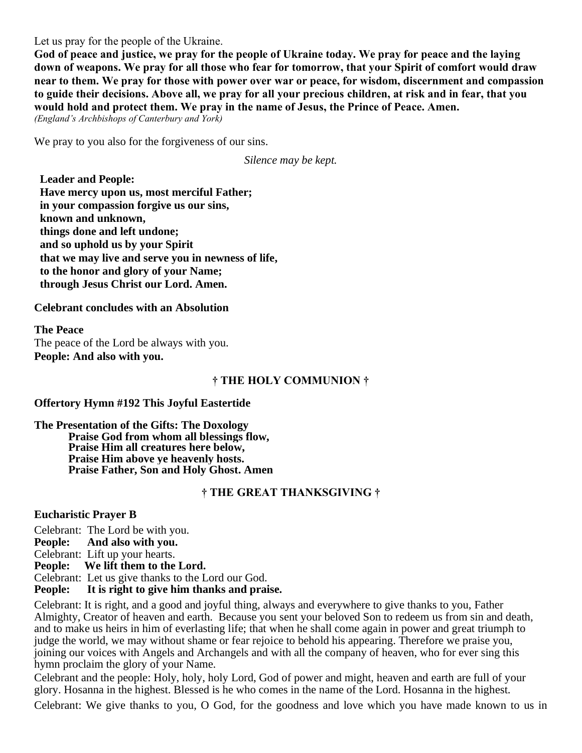Let us pray for the people of the Ukraine.

**God of peace and justice, we pray for the people of Ukraine today. We pray for peace and the laying down of weapons. We pray for all those who fear for tomorrow, that your Spirit of comfort would draw near to them. We pray for those with power over war or peace, for wisdom, discernment and compassion to guide their decisions. Above all, we pray for all your precious children, at risk and in fear, that you would hold and protect them. We pray in the name of Jesus, the Prince of Peace. Amen.**
*(England's Archbishops of Canterbury and York)*

We pray to you also for the forgiveness of our sins.

*Silence may be kept.*

**Leader and People:**
**Have mercy upon us, most merciful Father;**
**in your compassion forgive us our sins,**
**known and unknown,**
**things done and left undone;**
**and so uphold us by your Spirit**
**that we may live and serve you in newness of life,**
**to the honor and glory of your Name;**
**through Jesus Christ our Lord. Amen.**

**Celebrant concludes with an Absolution**

**The Peace**
The peace of the Lord be always with you.
**People: And also with you.**

## † THE HOLY COMMUNION †

**Offertory Hymn #192 This Joyful Eastertide**

**The Presentation of the Gifts: The Doxology**
**Praise God from whom all blessings flow,**
**Praise Him all creatures here below,**
**Praise Him above ye heavenly hosts.**
**Praise Father, Son and Holy Ghost. Amen**

## † THE GREAT THANKSGIVING †

**Eucharistic Prayer B**

Celebrant: The Lord be with you.
**People: And also with you.**
Celebrant: Lift up your hearts.
**People: We lift them to the Lord.**
Celebrant: Let us give thanks to the Lord our God.
**People: It is right to give him thanks and praise.**

Celebrant: It is right, and a good and joyful thing, always and everywhere to give thanks to you, Father Almighty, Creator of heaven and earth. Because you sent your beloved Son to redeem us from sin and death, and to make us heirs in him of everlasting life; that when he shall come again in power and great triumph to judge the world, we may without shame or fear rejoice to behold his appearing. Therefore we praise you, joining our voices with Angels and Archangels and with all the company of heaven, who for ever sing this hymn proclaim the glory of your Name.

Celebrant and the people: Holy, holy, holy Lord, God of power and might, heaven and earth are full of your glory. Hosanna in the highest. Blessed is he who comes in the name of the Lord. Hosanna in the highest.

Celebrant: We give thanks to you, O God, for the goodness and love which you have made known to us in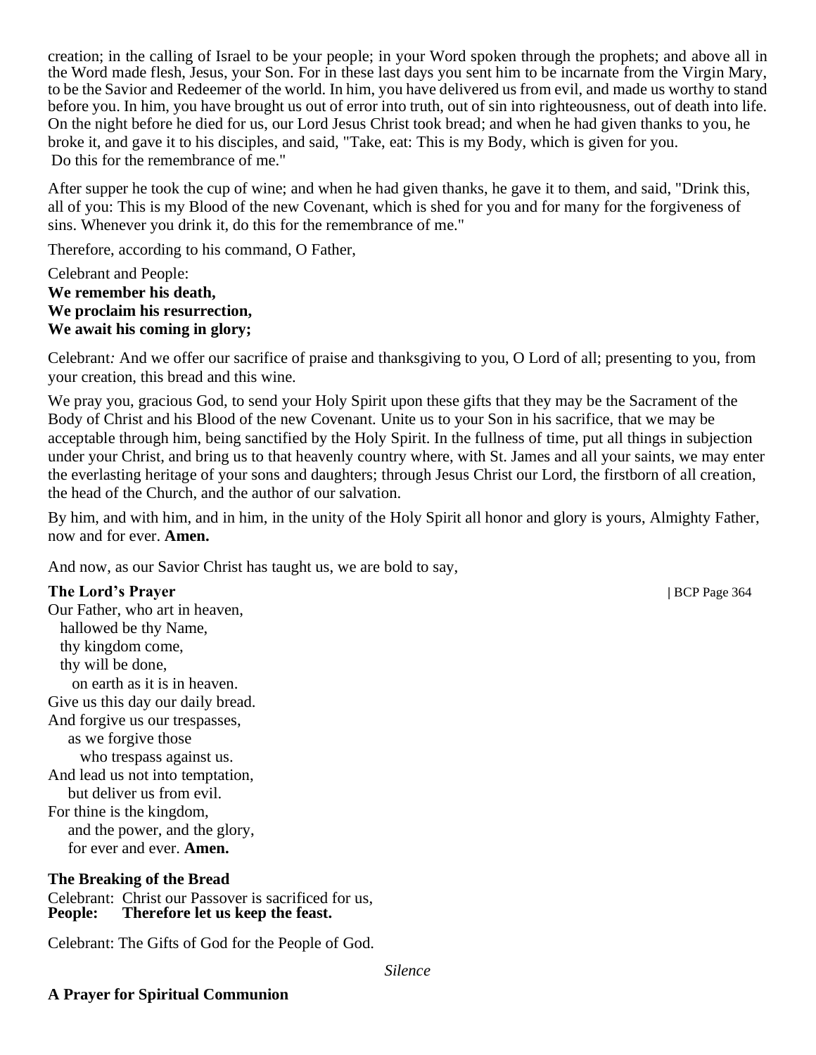creation; in the calling of Israel to be your people; in your Word spoken through the prophets; and above all in the Word made flesh, Jesus, your Son. For in these last days you sent him to be incarnate from the Virgin Mary, to be the Savior and Redeemer of the world. In him, you have delivered us from evil, and made us worthy to stand before you. In him, you have brought us out of error into truth, out of sin into righteousness, out of death into life. On the night before he died for us, our Lord Jesus Christ took bread; and when he had given thanks to you, he broke it, and gave it to his disciples, and said, "Take, eat: This is my Body, which is given for you. Do this for the remembrance of me."

After supper he took the cup of wine; and when he had given thanks, he gave it to them, and said, "Drink this, all of you: This is my Blood of the new Covenant, which is shed for you and for many for the forgiveness of sins. Whenever you drink it, do this for the remembrance of me."

Therefore, according to his command, O Father,

Celebrant and People:
**We remember his death,**
**We proclaim his resurrection,**
**We await his coming in glory;**

Celebrant*:* And we offer our sacrifice of praise and thanksgiving to you, O Lord of all; presenting to you, from your creation, this bread and this wine.

We pray you, gracious God, to send your Holy Spirit upon these gifts that they may be the Sacrament of the Body of Christ and his Blood of the new Covenant. Unite us to your Son in his sacrifice, that we may be acceptable through him, being sanctified by the Holy Spirit. In the fullness of time, put all things in subjection under your Christ, and bring us to that heavenly country where, with St. James and all your saints, we may enter the everlasting heritage of your sons and daughters; through Jesus Christ our Lord, the firstborn of all creation, the head of the Church, and the author of our salvation.

By him, and with him, and in him, in the unity of the Holy Spirit all honor and glory is yours, Almighty Father, now and for ever. **Amen.**

And now, as our Savior Christ has taught us, we are bold to say,

**The Lord's Prayer** | BCP Page 364

Our Father, who art in heaven,
hallowed be thy Name,
thy kingdom come,
thy will be done,
on earth as it is in heaven.
Give us this day our daily bread.
And forgive us our trespasses,
as we forgive those
who trespass against us.
And lead us not into temptation,
but deliver us from evil.
For thine is the kingdom,
and the power, and the glory,
for ever and ever. **Amen.**

**The Breaking of the Bread**

Celebrant: Christ our Passover is sacrificed for us,
**People: Therefore let us keep the feast.**

Celebrant: The Gifts of God for the People of God.

*Silence*

**A Prayer for Spiritual Communion**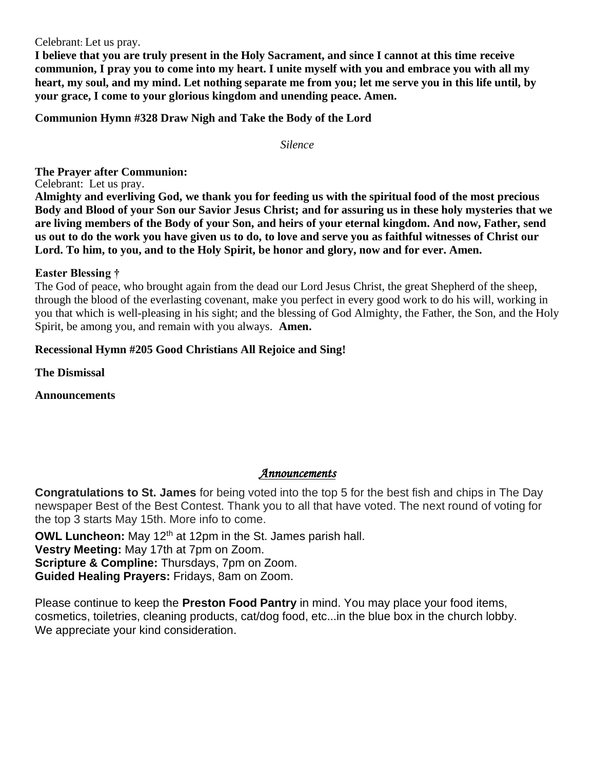Celebrant: Let us pray.

**I believe that you are truly present in the Holy Sacrament, and since I cannot at this time receive communion, I pray you to come into my heart. I unite myself with you and embrace you with all my heart, my soul, and my mind. Let nothing separate me from you; let me serve you in this life until, by your grace, I come to your glorious kingdom and unending peace. Amen.**

**Communion Hymn #328 Draw Nigh and Take the Body of the Lord**

*Silence*

**The Prayer after Communion:**

Celebrant: Let us pray.

**Almighty and everliving God, we thank you for feeding us with the spiritual food of the most precious Body and Blood of your Son our Savior Jesus Christ; and for assuring us in these holy mysteries that we are living members of the Body of your Son, and heirs of your eternal kingdom. And now, Father, send us out to do the work you have given us to do, to love and serve you as faithful witnesses of Christ our Lord. To him, to you, and to the Holy Spirit, be honor and glory, now and for ever. Amen.**

**Easter Blessing †**

The God of peace, who brought again from the dead our Lord Jesus Christ, the great Shepherd of the sheep, through the blood of the everlasting covenant, make you perfect in every good work to do his will, working in you that which is well-pleasing in his sight; and the blessing of God Almighty, the Father, the Son, and the Holy Spirit, be among you, and remain with you always. **Amen.**

**Recessional Hymn #205 Good Christians All Rejoice and Sing!**

**The Dismissal**

**Announcements**

## *Announcements*

**Congratulations to St. James** for being voted into the top 5 for the best fish and chips in The Day newspaper Best of the Best Contest. Thank you to all that have voted. The next round of voting for the top 3 starts May 15th. More info to come.

**OWL Luncheon:** May 12th at 12pm in the St. James parish hall.
**Vestry Meeting:** May 17th at 7pm on Zoom.
**Scripture & Compline:** Thursdays, 7pm on Zoom.
**Guided Healing Prayers:** Fridays, 8am on Zoom.

Please continue to keep the **Preston Food Pantry** in mind. You may place your food items, cosmetics, toiletries, cleaning products, cat/dog food, etc...in the blue box in the church lobby. We appreciate your kind consideration.